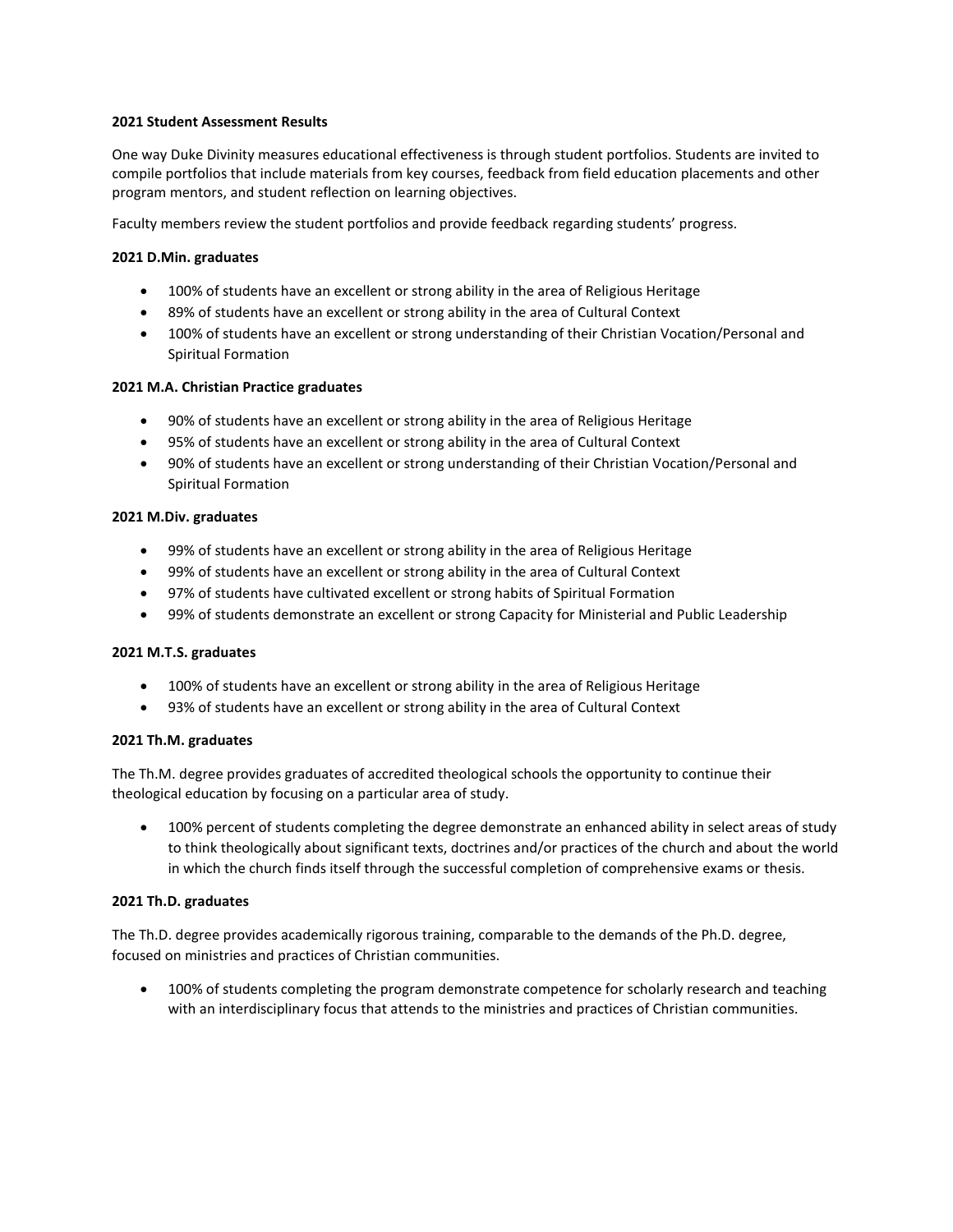**2021 Student Assessment Results**

One way Duke Divinity measures educational effectiveness is through student portfolios. Students are invited to compile portfolios that include materials from key courses, feedback from field education placements and other program mentors, and student reflection on learning objectives.

Faculty members review the student portfolios and provide feedback regarding students' progress.

**2021 D.Min. graduates**

- 100% of students have an excellent or strong ability in the area of Religious Heritage
- 89% of students have an excellent or strong ability in the area of Cultural Context
- 100% of students have an excellent or strong understanding of their Christian Vocation/Personal and Spiritual Formation

**2021 M.A. Christian Practice graduates**

- 90% of students have an excellent or strong ability in the area of Religious Heritage
- 95% of students have an excellent or strong ability in the area of Cultural Context
- 90% of students have an excellent or strong understanding of their Christian Vocation/Personal and Spiritual Formation

**2021 M.Div. graduates**

- 99% of students have an excellent or strong ability in the area of Religious Heritage
- 99% of students have an excellent or strong ability in the area of Cultural Context
- 97% of students have cultivated excellent or strong habits of Spiritual Formation
- 99% of students demonstrate an excellent or strong Capacity for Ministerial and Public Leadership

**2021 M.T.S. graduates**

- 100% of students have an excellent or strong ability in the area of Religious Heritage
- 93% of students have an excellent or strong ability in the area of Cultural Context

**2021 Th.M. graduates**

The Th.M. degree provides graduates of accredited theological schools the opportunity to continue their theological education by focusing on a particular area of study.

- 100% percent of students completing the degree demonstrate an enhanced ability in select areas of study to think theologically about significant texts, doctrines and/or practices of the church and about the world in which the church finds itself through the successful completion of comprehensive exams or thesis.

**2021 Th.D. graduates**

The Th.D. degree provides academically rigorous training, comparable to the demands of the Ph.D. degree, focused on ministries and practices of Christian communities.

- 100% of students completing the program demonstrate competence for scholarly research and teaching with an interdisciplinary focus that attends to the ministries and practices of Christian communities.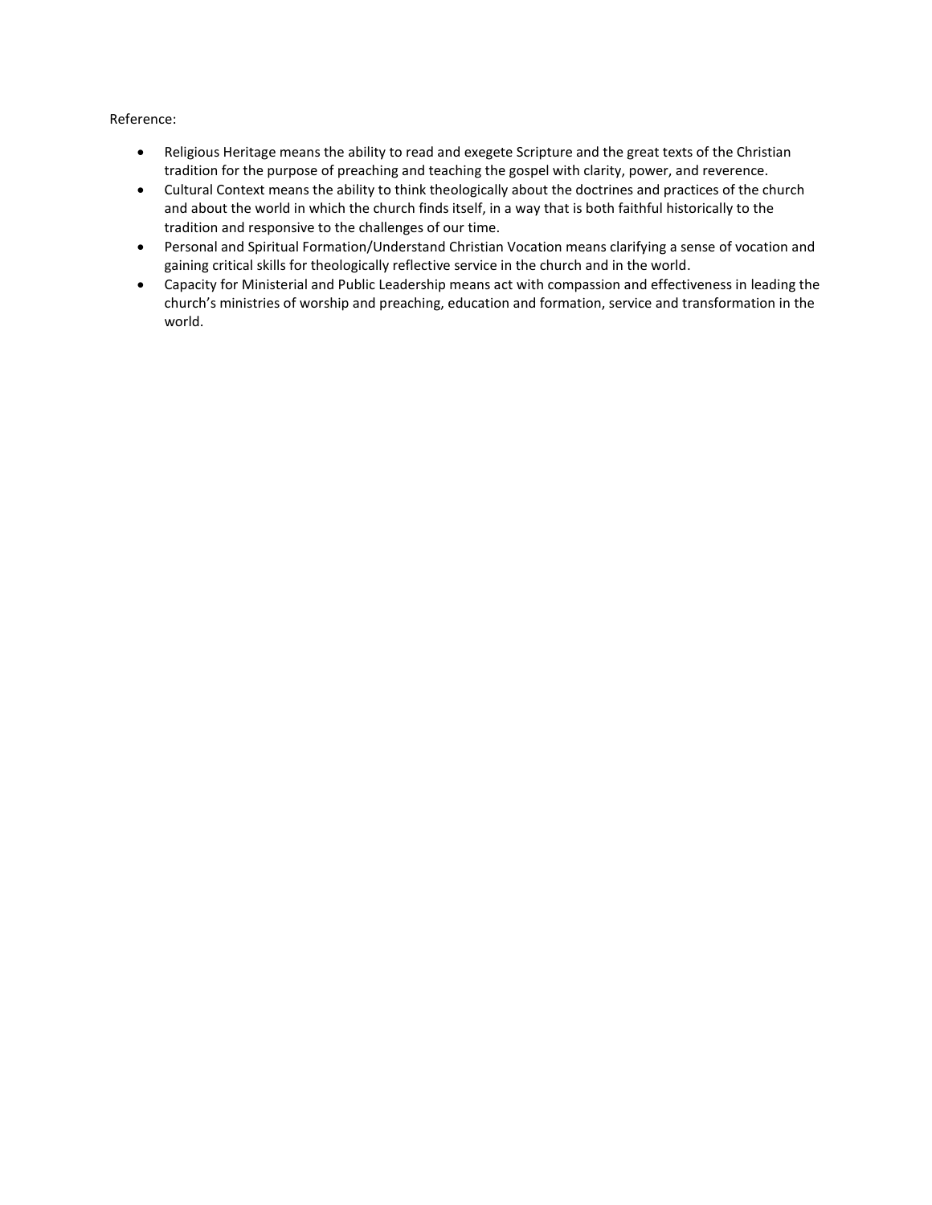Reference:

- Religious Heritage means the ability to read and exegete Scripture and the great texts of the Christian tradition for the purpose of preaching and teaching the gospel with clarity, power, and reverence.
- Cultural Context means the ability to think theologically about the doctrines and practices of the church and about the world in which the church finds itself, in a way that is both faithful historically to the tradition and responsive to the challenges of our time.
- Personal and Spiritual Formation/Understand Christian Vocation means clarifying a sense of vocation and gaining critical skills for theologically reflective service in the church and in the world.
- Capacity for Ministerial and Public Leadership means act with compassion and effectiveness in leading the church's ministries of worship and preaching, education and formation, service and transformation in the world.